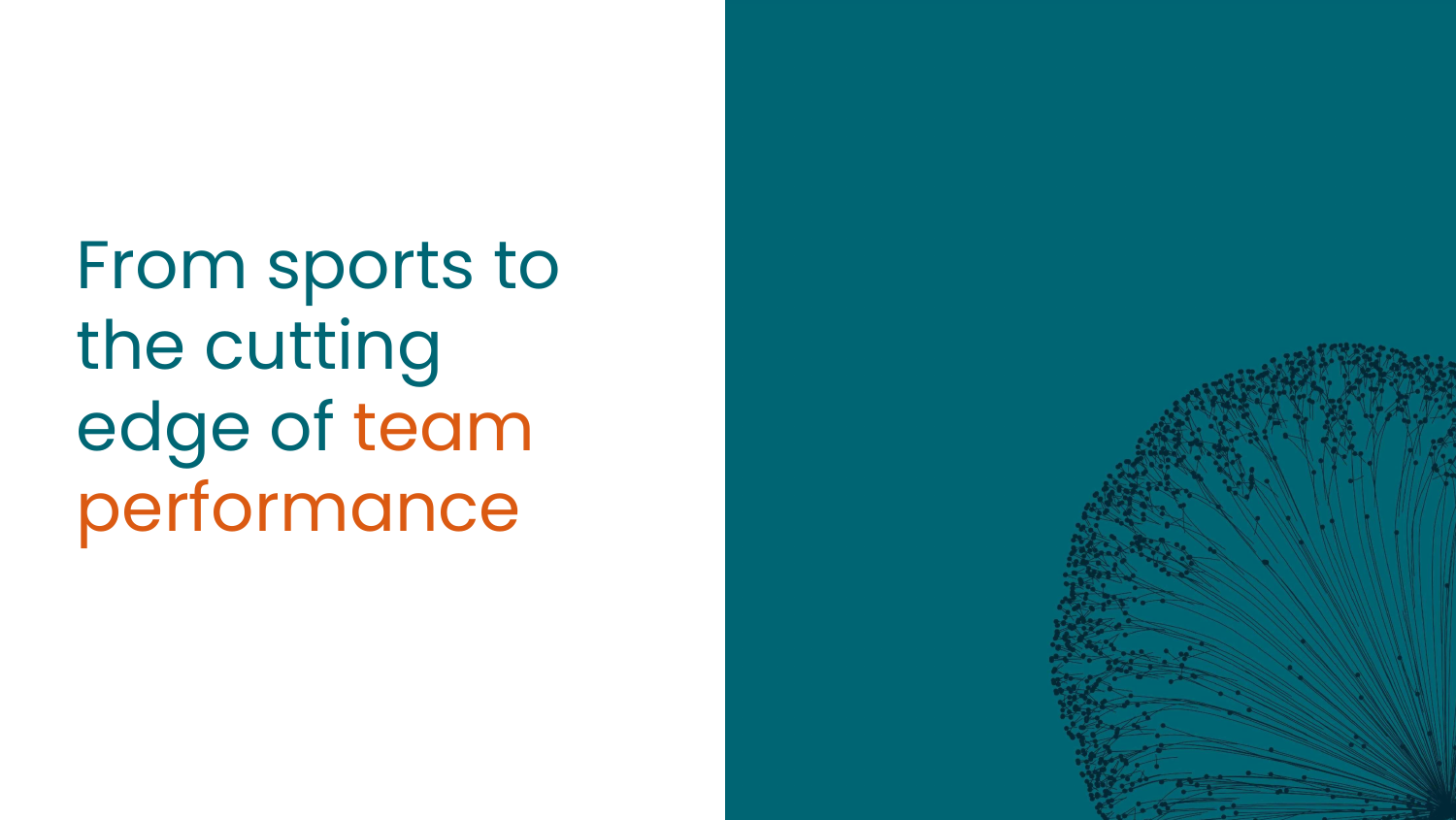# From sports to the cutting edge of team performance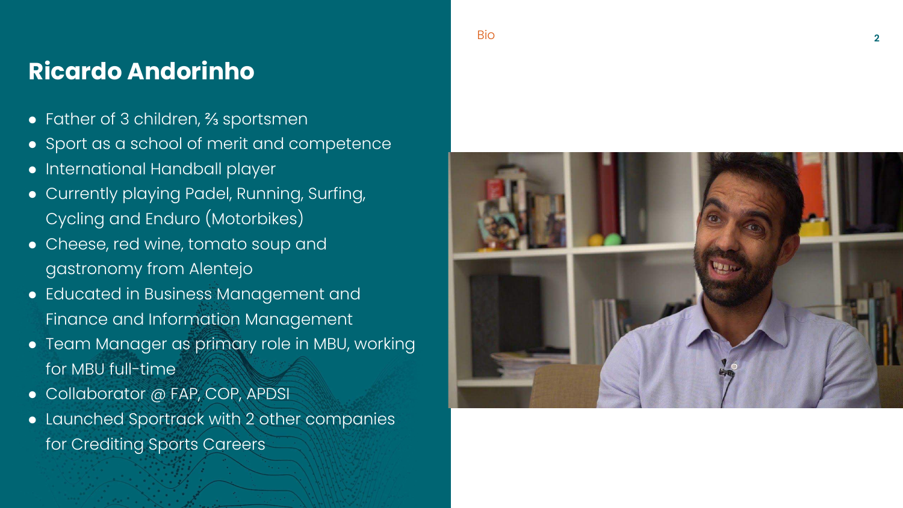Bio

# Ricardo Andorinho

- Father of 3 children, ⅔ sportsmen
- Sport as a school of merit and competence
- International Handball player
- Currently playing Padel, Running, Surfing, Cycling and Enduro (Motorbikes)
- Cheese, red wine, tomato soup and gastronomy from Alentejo
- Educated in Business Management and Finance and Information Management
- Team Manager as primary role in MBU, working for MBU full-time
- Collaborator @ FAP, COP, APDSI
- Launched Sportrack with 2 other companies for Crediting Sports Careers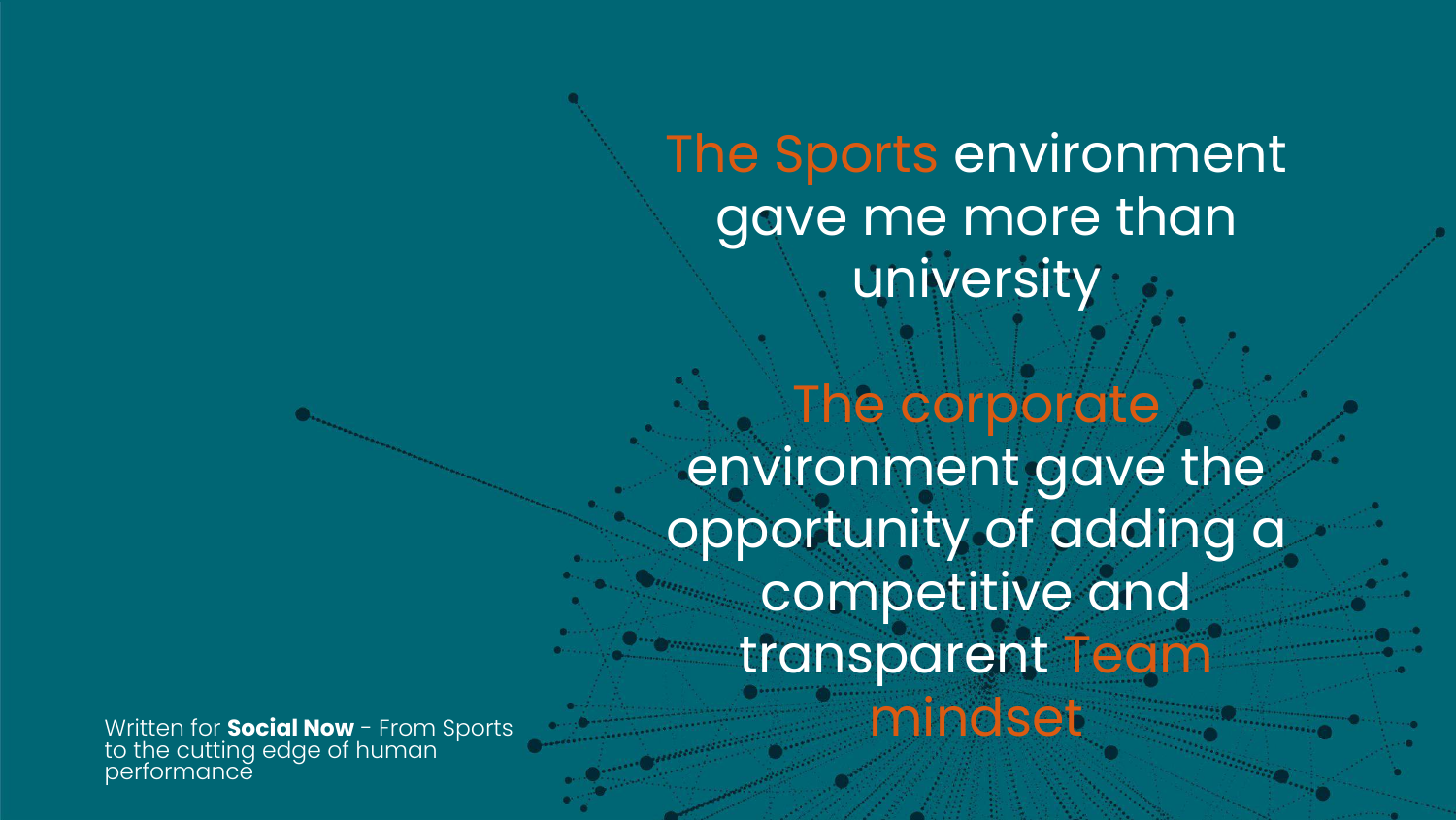The Sports environment gave me more than university

The corporate environment gave the opportunity of adding a competitive and transparent Team mindset

Written for **Social Now** - From Sports to the cutting edge of human performance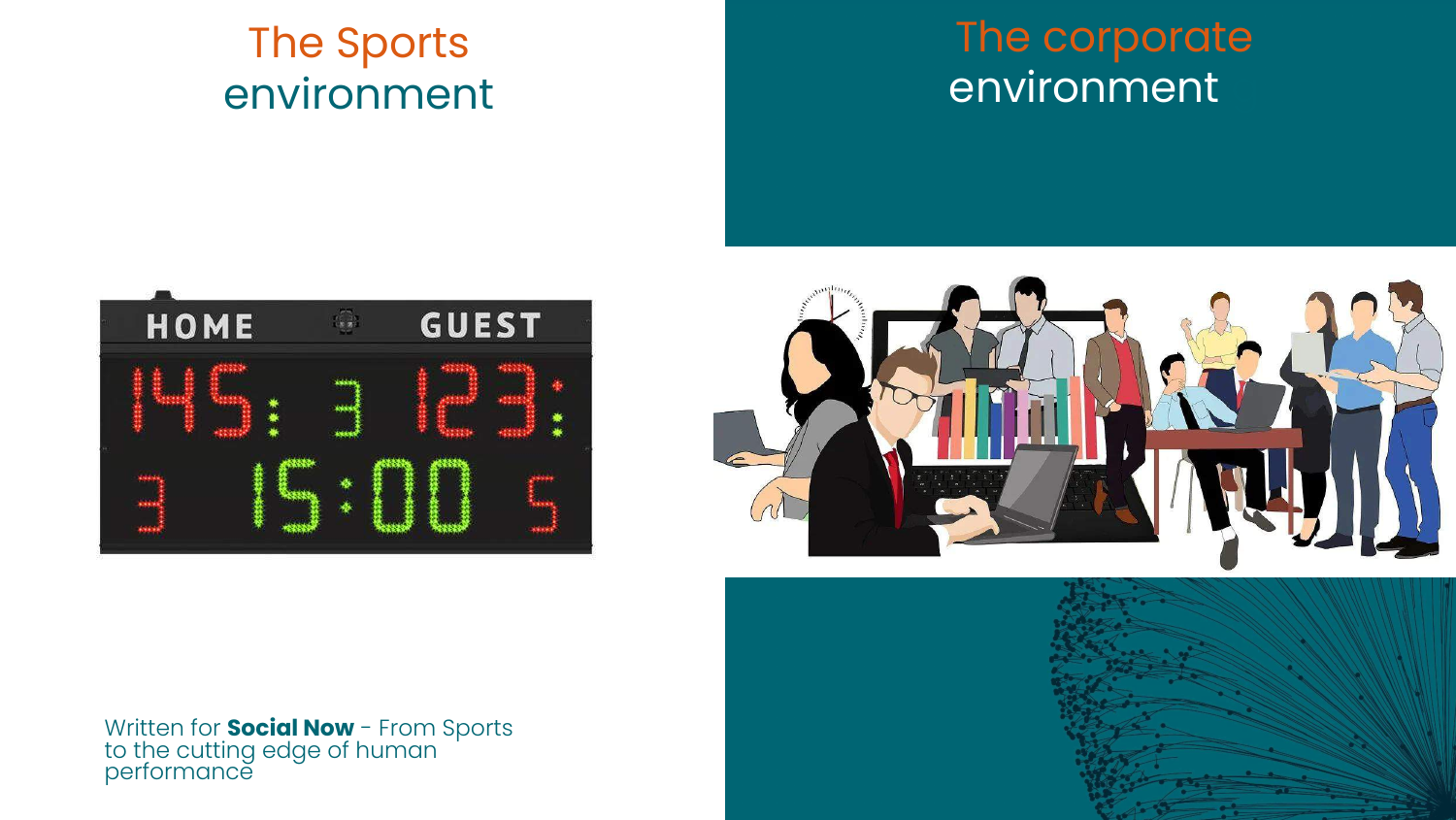## The Sports environment

## The corporate environment

Written for **Social Now** - From Sports to the cutting edge of human performance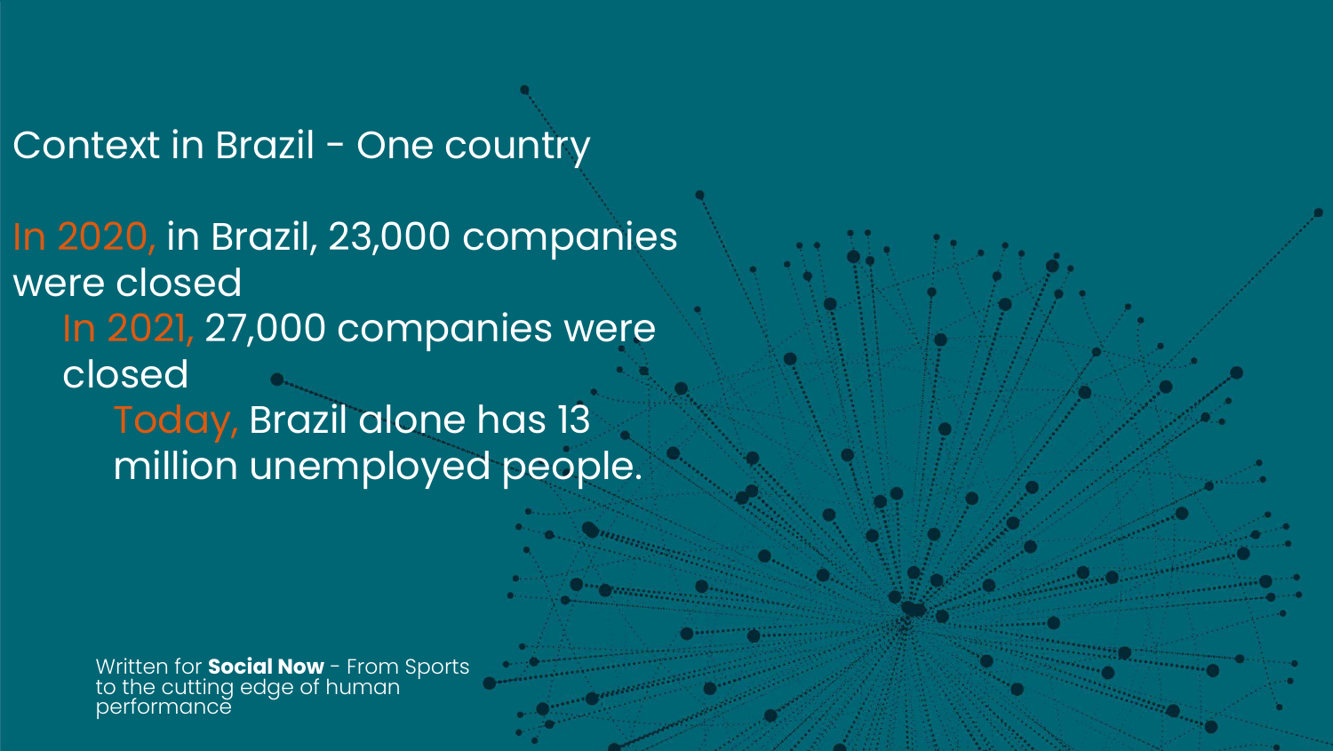# Context in Brazil - One country

In 2020, in Brazil, 23,000 companies were closed

In 2021, 27,000 companies were closed

Today, Brazil alone has 13 million unemployed people.

Written for **Social Now** - From Sports to the cutting edge of human performance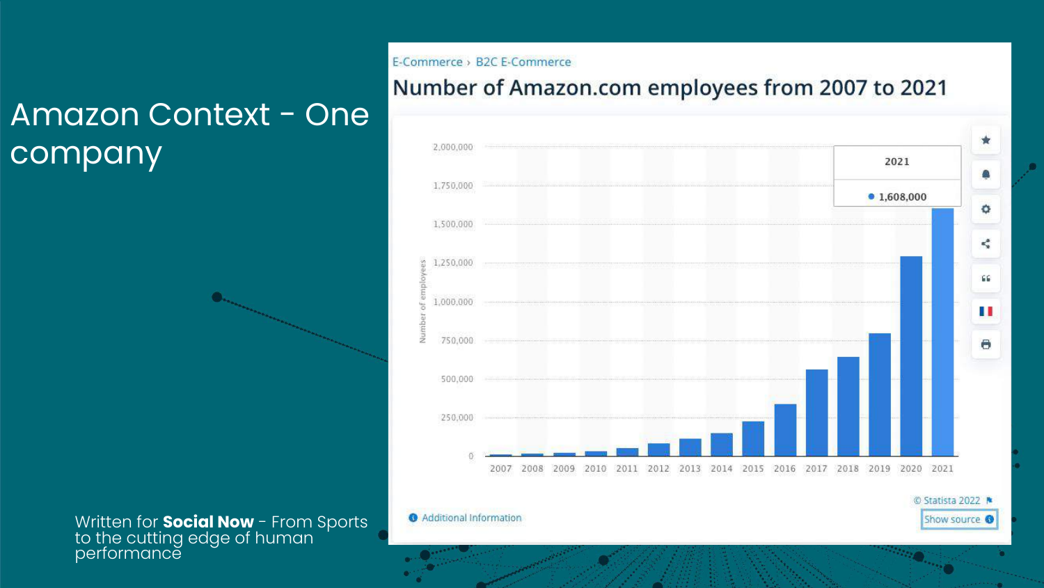# Amazon Context - One company

E-Commerce › B2C E-Commerce

## Number of Amazon.com employees from 2007 to 2021

2021: 1,608,000

© Statista 2022

Additional Information

Show source

Written for **Social Now** - From Sports to the cutting edge of human performance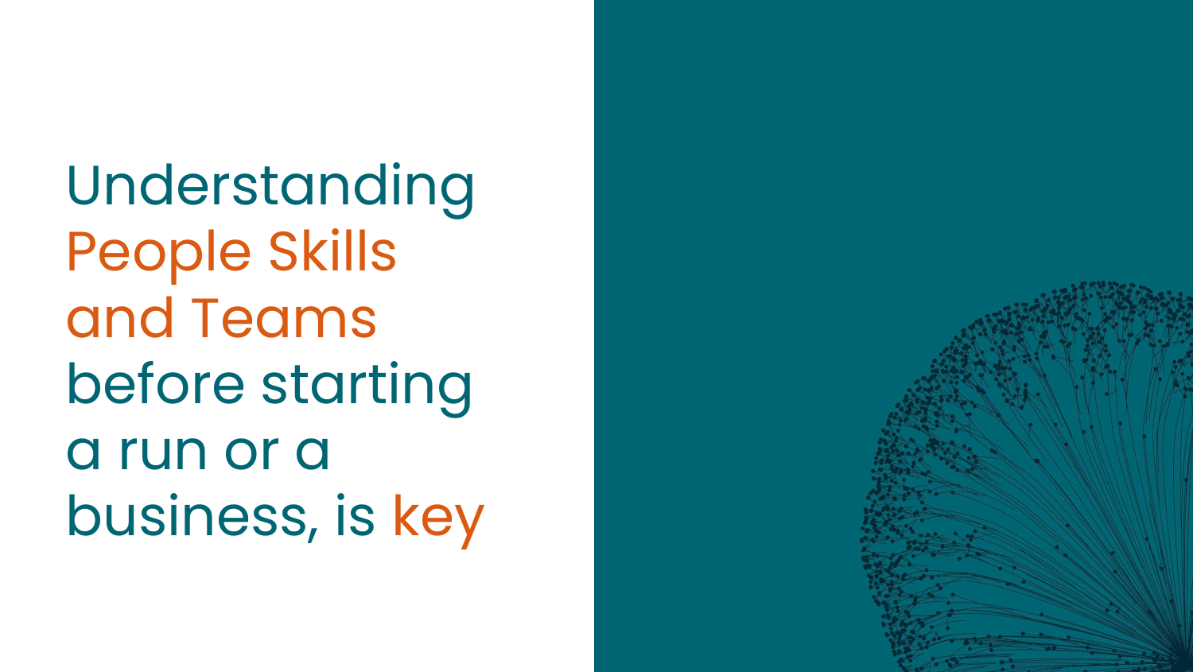# Understanding People Skills and Teams before starting a run or a business, is key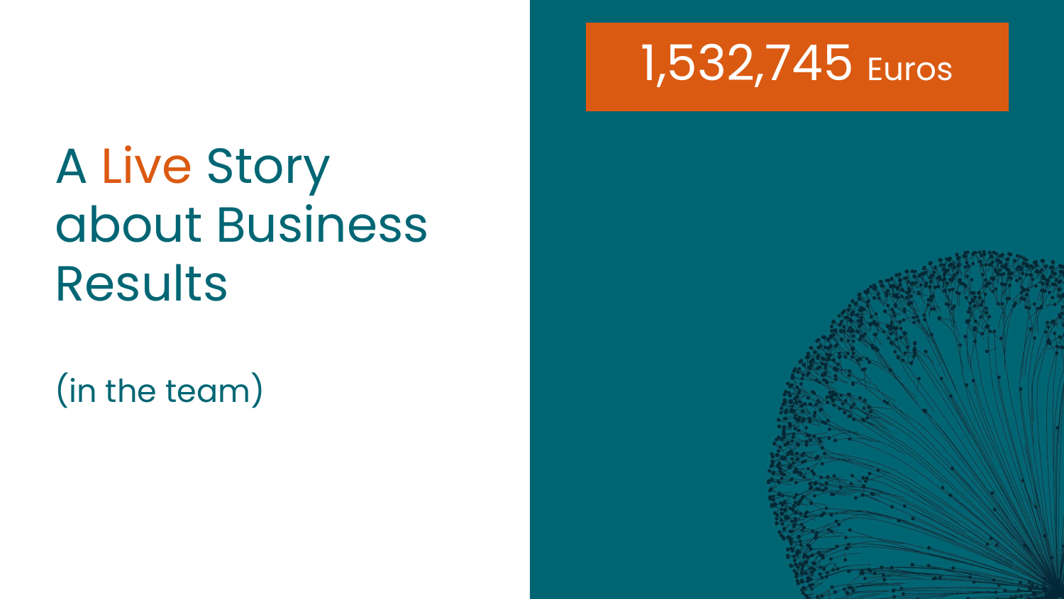# A Live Story about Business Results

(in the team)

1,532,745 Euros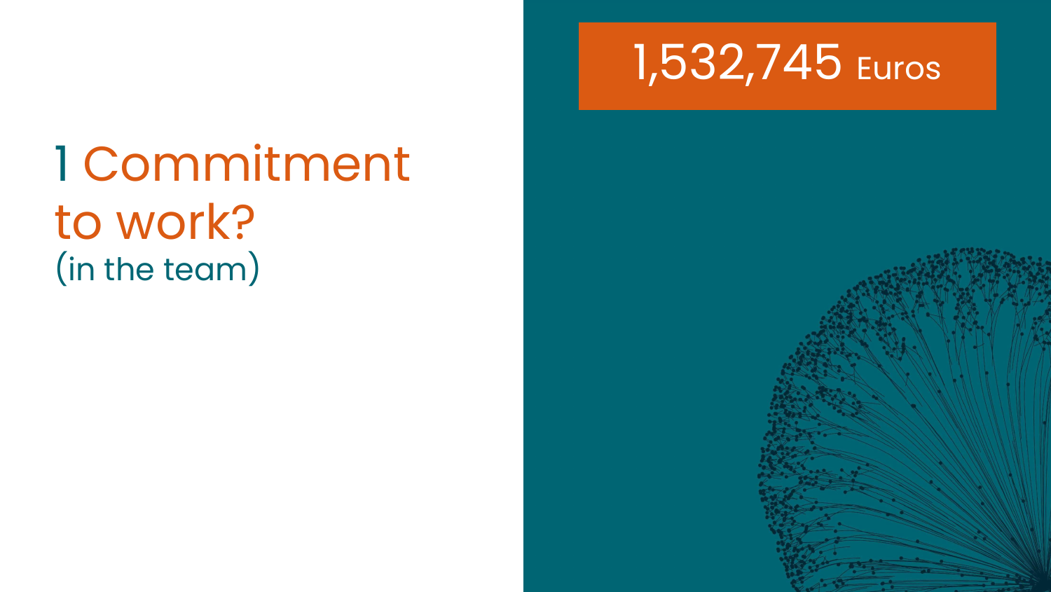# 1 Commitment to work?
(in the team)

1,532,745 Euros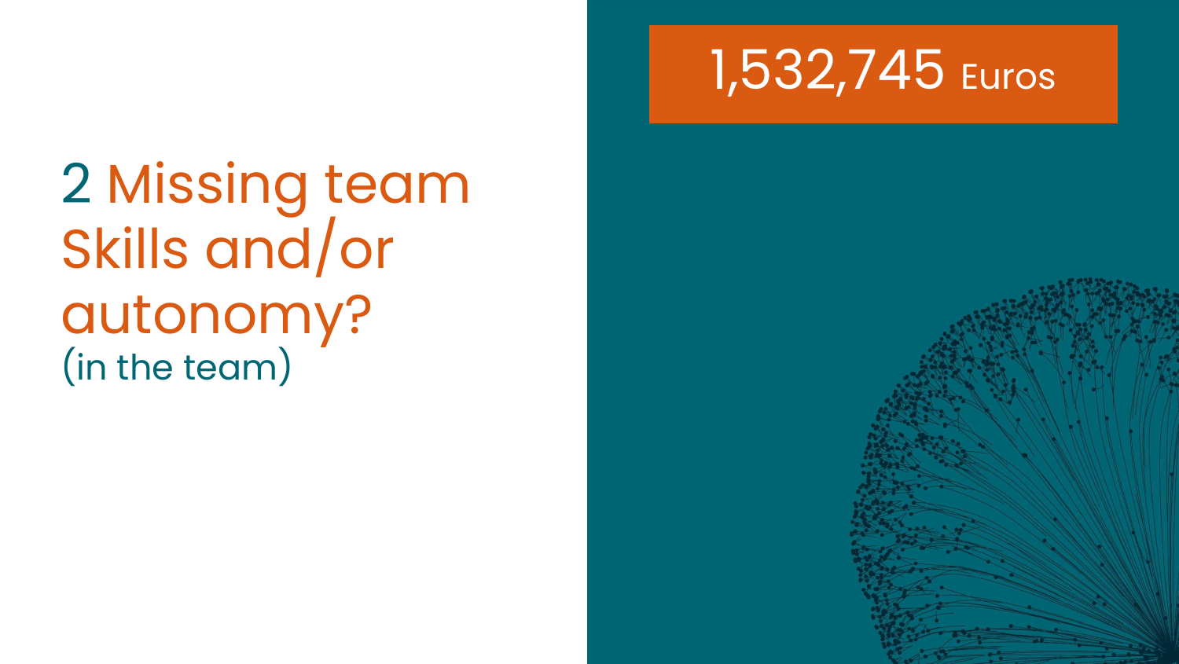# 2 Missing team Skills and/or autonomy?

(in the team)

**1,532,745 Euros**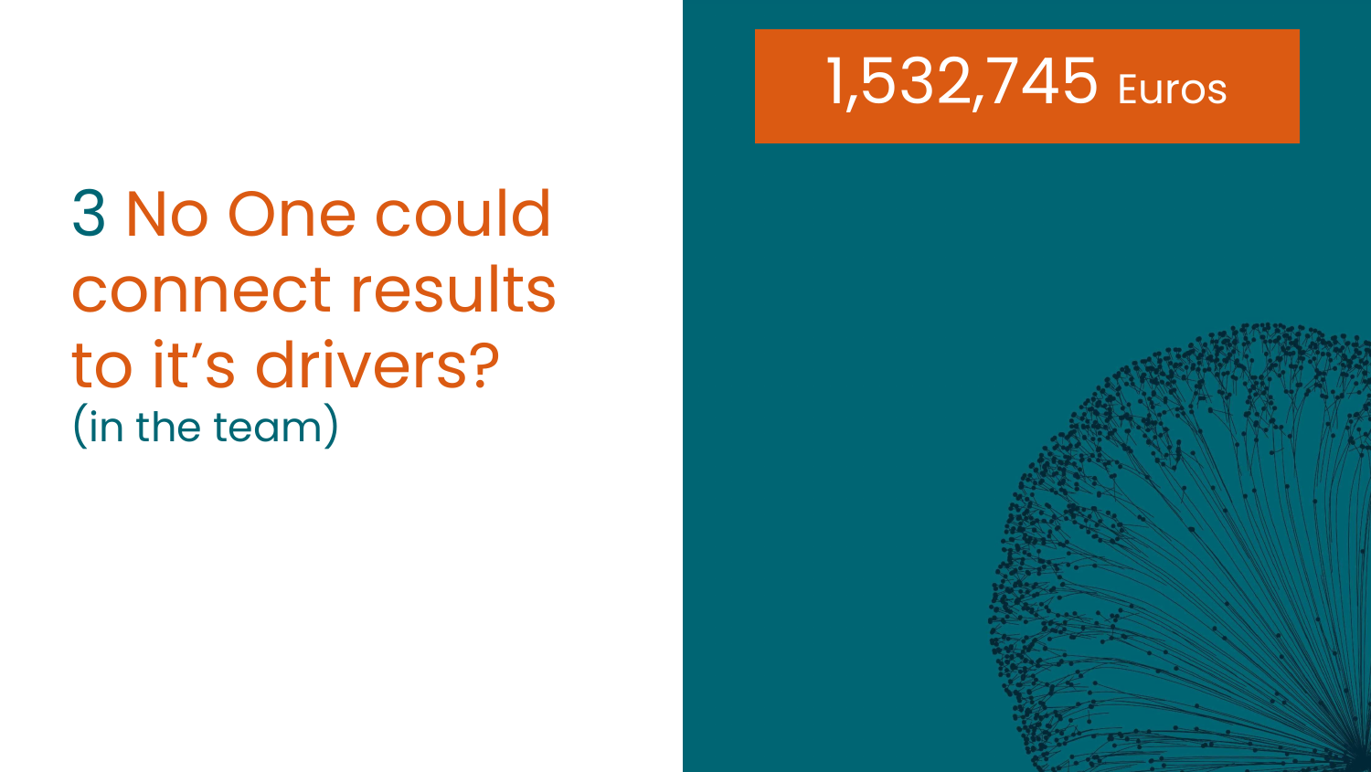# 3 No One could connect results to it's drivers?

(in the team)

1,532,745 Euros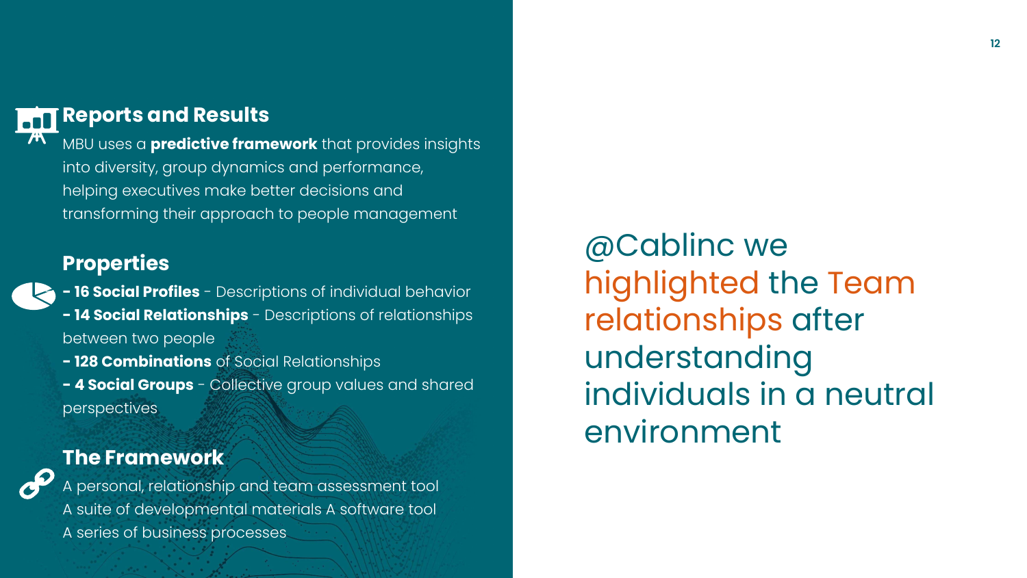## Reports and Results

MBU uses a **predictive framework** that provides insights into diversity, group dynamics and performance, helping executives make better decisions and transforming their approach to people management

## Properties

**- 16 Social Profiles** - Descriptions of individual behavior
**- 14 Social Relationships** - Descriptions of relationships between two people
**- 128 Combinations** of Social Relationships
**- 4 Social Groups** - Collective group values and shared perspectives

## The Framework

A personal, relationship and team assessment tool
A suite of developmental materials A software tool
A series of business processes

@Cablinc we highlighted the Team relationships after understanding individuals in a neutral environment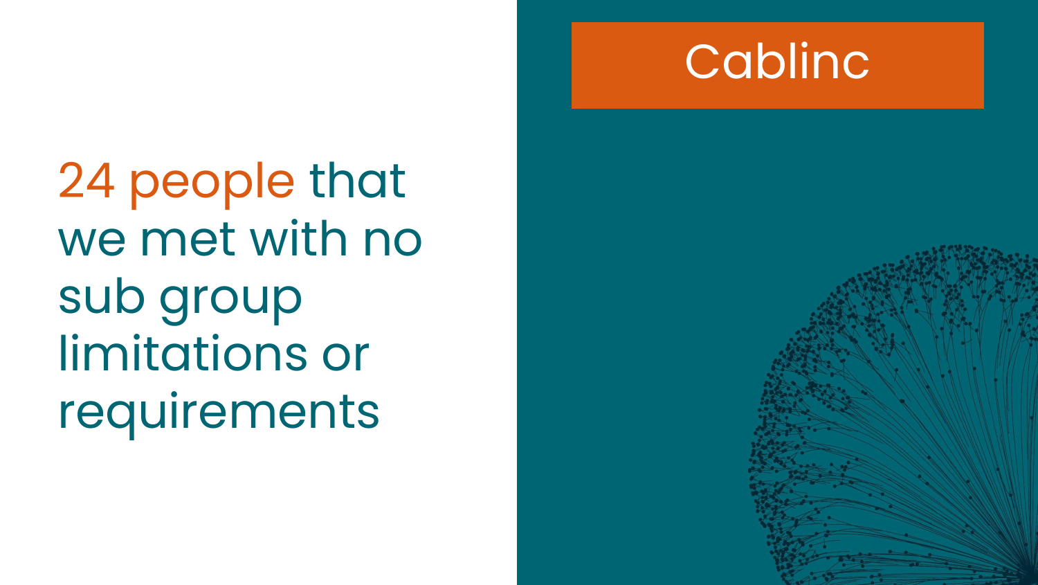# Cablinc

24 people that we met with no sub group limitations or requirements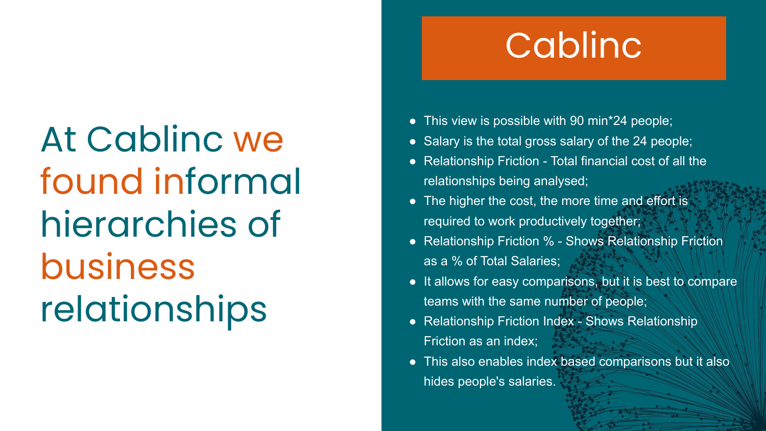At Cablinc we found informal hierarchies of business relationships

# Cablinc

- This view is possible with 90 min*24 people;
- Salary is the total gross salary of the 24 people;
- Relationship Friction - Total financial cost of all the relationships being analysed;
- The higher the cost, the more time and effort is required to work productively together;
- Relationship Friction % - Shows Relationship Friction as a % of Total Salaries;
- It allows for easy comparisons, but it is best to compare teams with the same number of people;
- Relationship Friction Index - Shows Relationship Friction as an index;
- This also enables index based comparisons but it also hides people's salaries.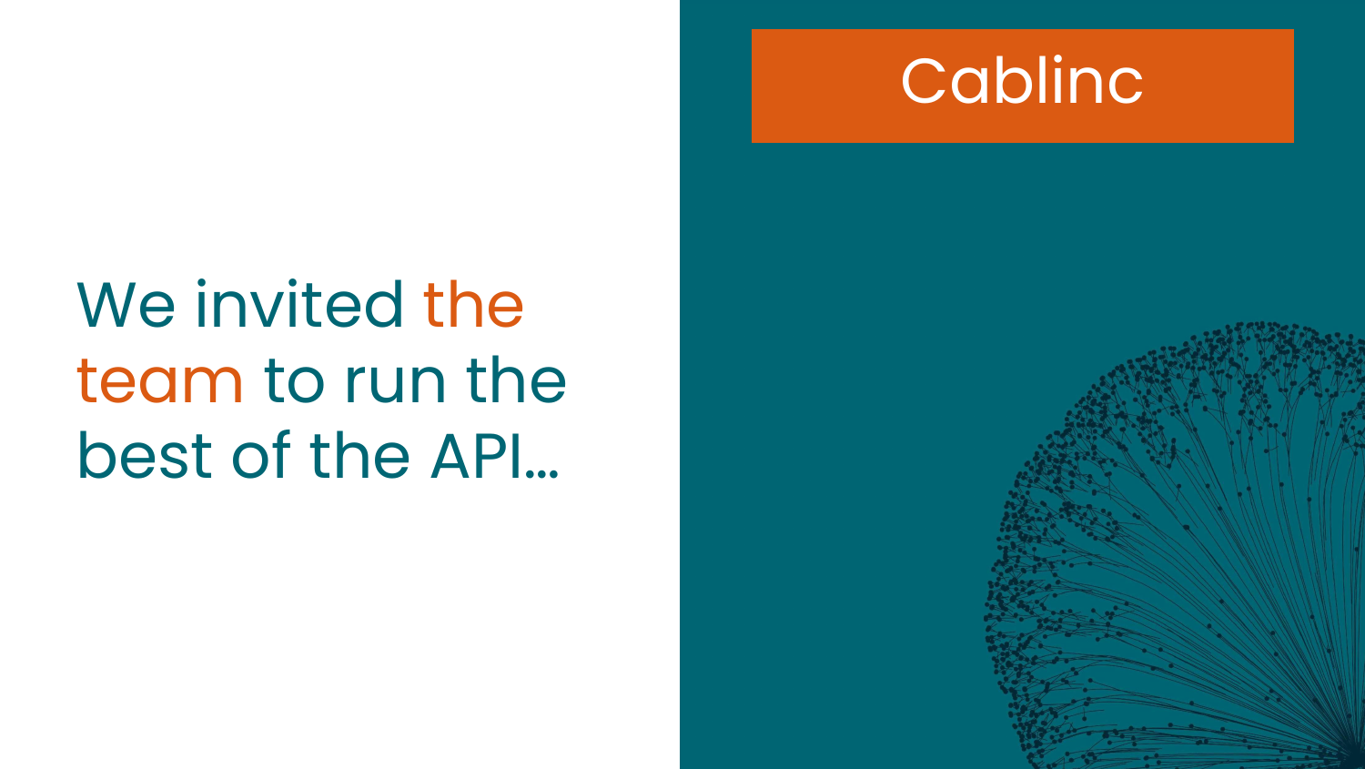Cablinc

We invited the team to run the best of the API…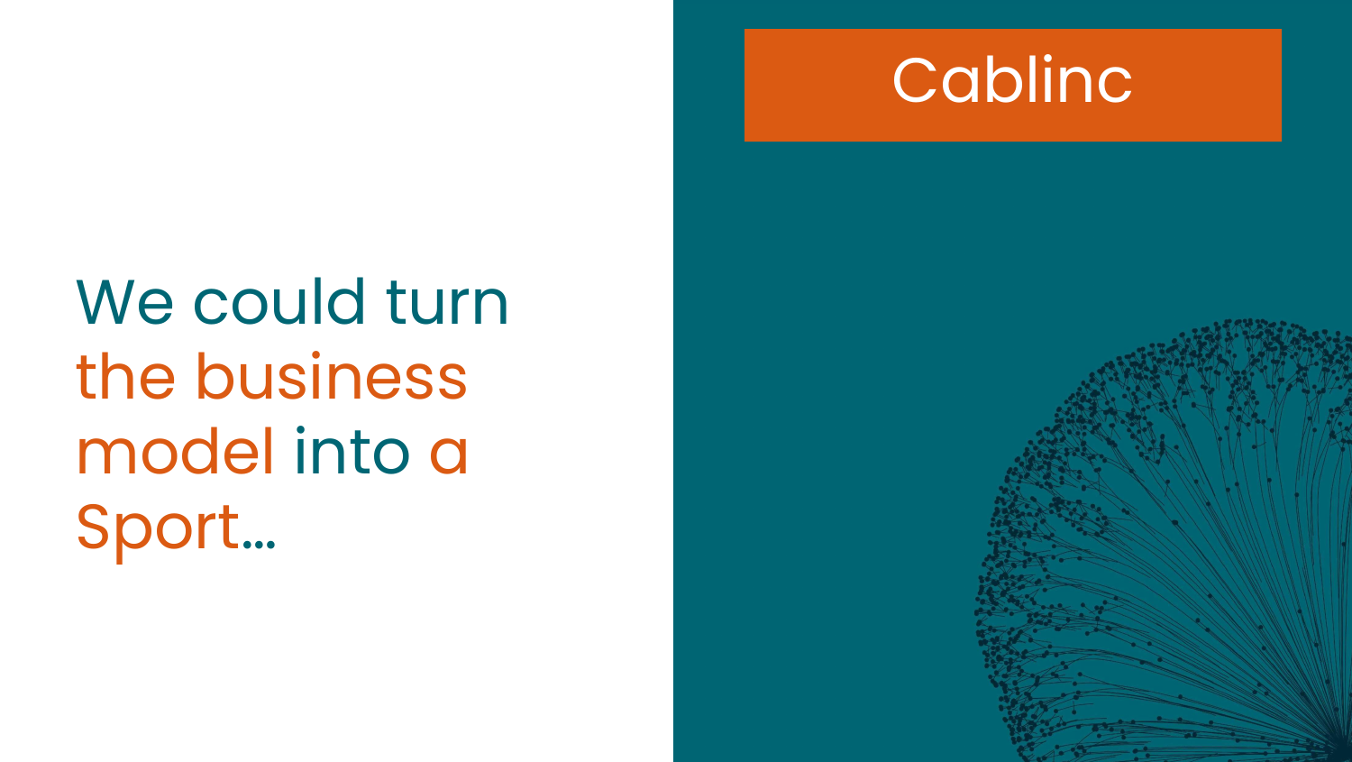# We could turn the business model into a Sport...

Cablinc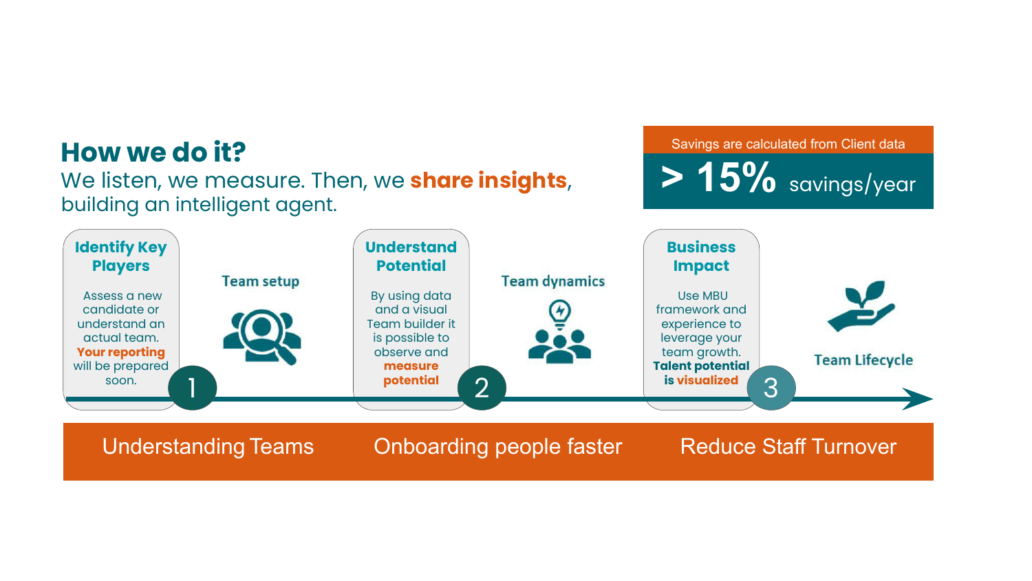## How we do it?

We listen, we measure. Then, we **share insights**, building an intelligent agent.

Savings are calculated from Client data

**> 15%** savings/year

### 1. Identify Key Players

Assess a new candidate or understand an actual team. **Your reporting** will be prepared soon.

Team setup

### 2. Understand Potential

By using data and a visual Team builder it is possible to observe and **measure potential**

Team dynamics

### 3. Business Impact

Use MBU framework and experience to leverage your team growth. **Talent potential is visualized**

Team Lifecycle

Understanding Teams | Onboarding people faster | Reduce Staff Turnover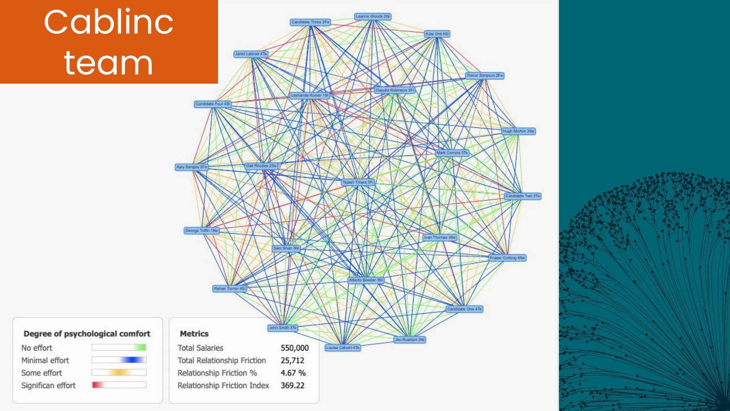# Cablinc team

**Degree of psychological comfort**

- No effort
- Minimal effort
- Some effort
- Significan effort

**Metrics**

| Metric | Value |
| --- | --- |
| Total Salaries | 550,000 |
| Total Relationship Friction | 25,712 |
| Relationship Friction % | 4.67 % |
| Relationship Friction Index | 369.22 |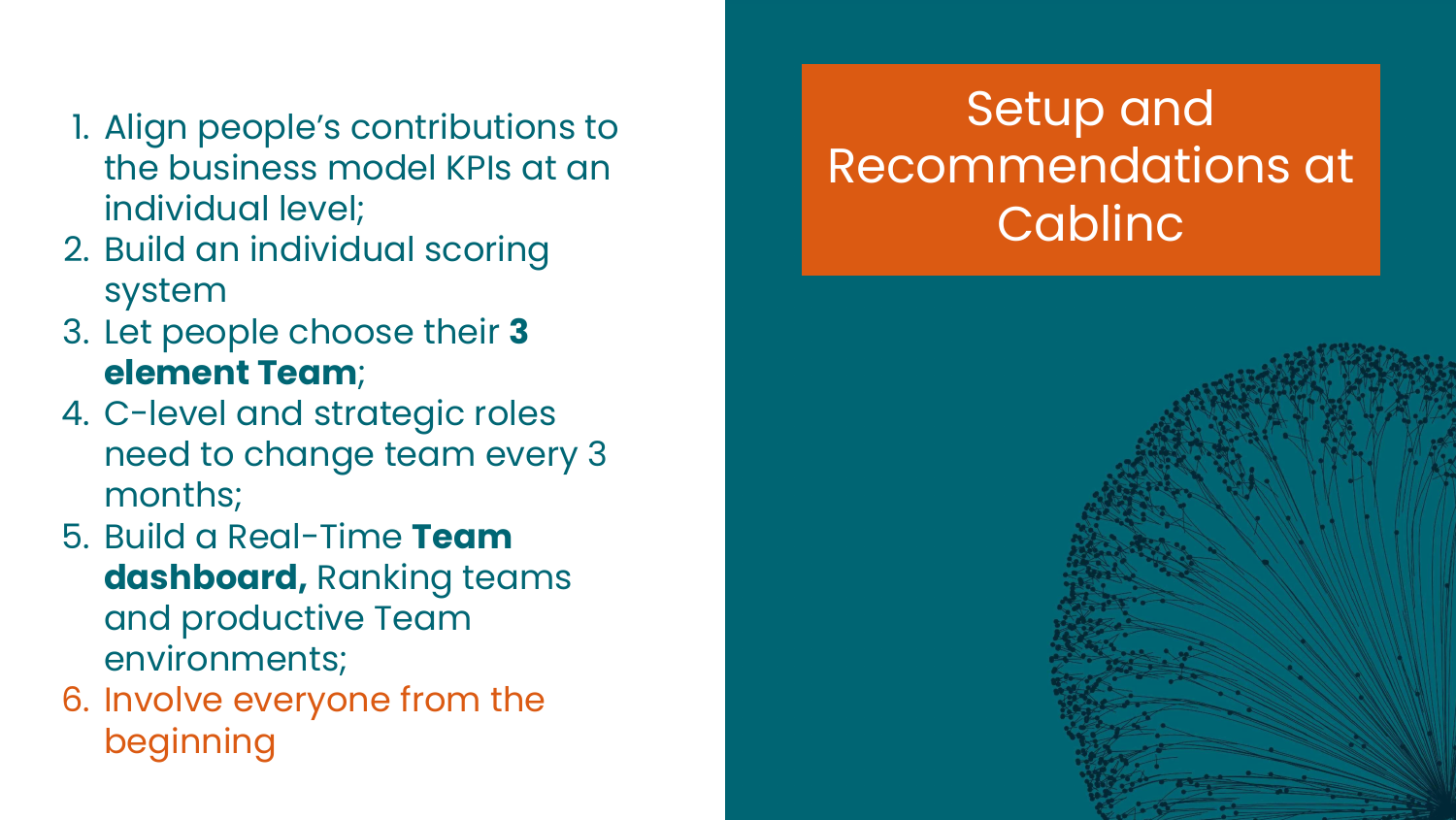# Setup and Recommendations at Cablinc

1. Align people's contributions to the business model KPIs at an individual level;
2. Build an individual scoring system
3. Let people choose their **3 element Team**;
4. C-level and strategic roles need to change team every 3 months;
5. Build a Real-Time **Team dashboard,** Ranking teams and productive Team environments;
6. Involve everyone from the beginning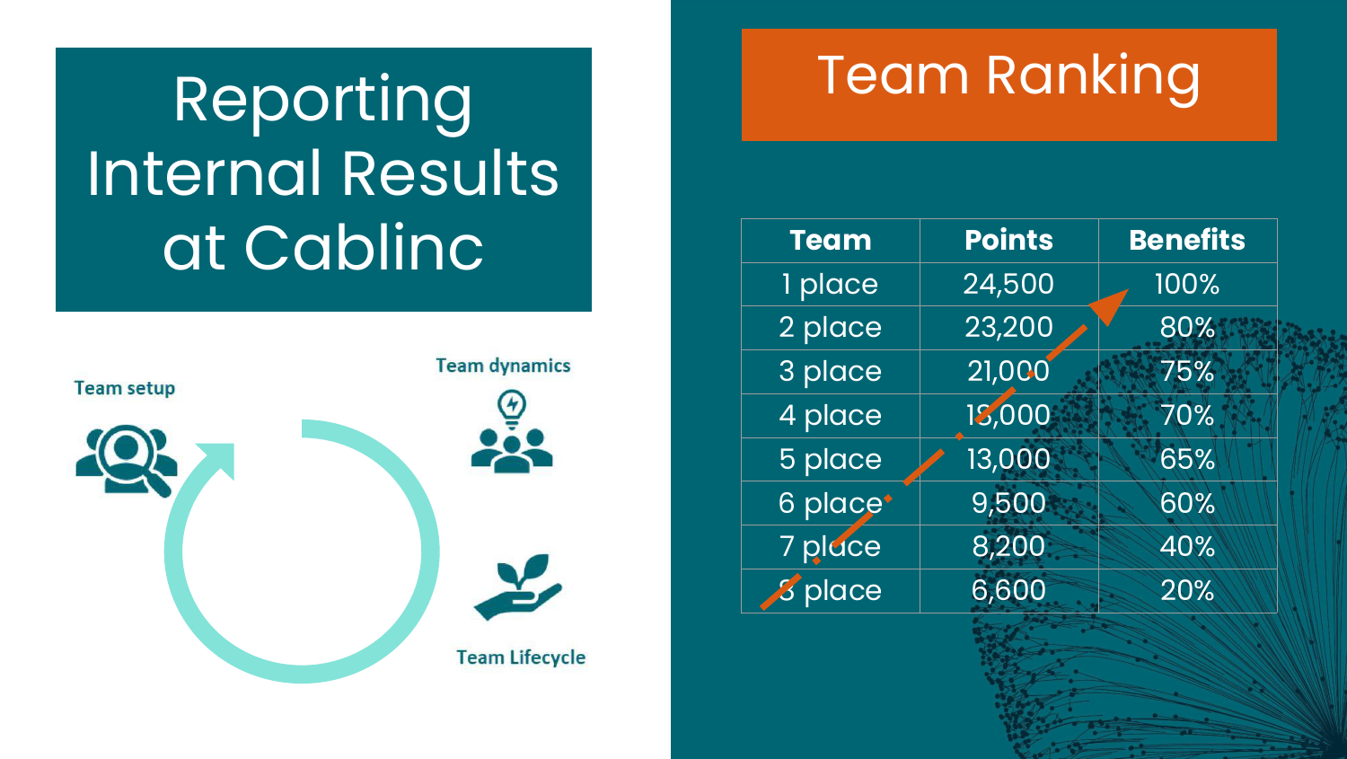# Reporting Internal Results at Cablinc

Team setup

Team dynamics

Team Lifecycle

## Team Ranking

| Team | Points | Benefits |
|---|---|---|
| 1 place | 24,500 | 100% |
| 2 place | 23,200 | 80% |
| 3 place | 21,000 | 75% |
| 4 place | 18,000 | 70% |
| 5 place | 13,000 | 65% |
| 6 place | 9,500 | 60% |
| 7 place | 8,200 | 40% |
| 8 place | 6,600 | 20% |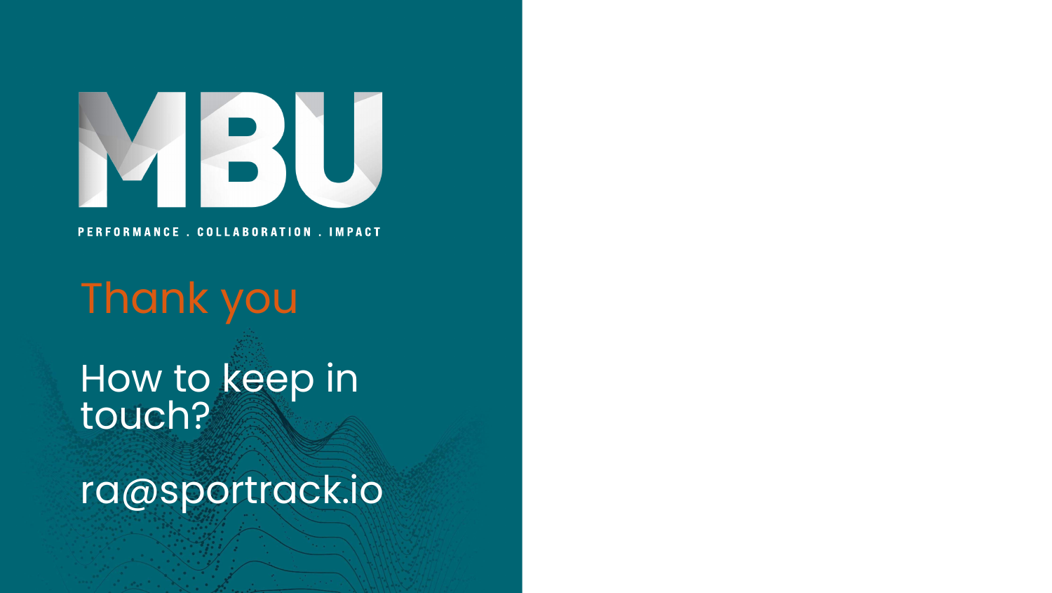MBU

PERFORMANCE . COLLABORATION . IMPACT

# Thank you

How to keep in touch?

ra@sportrack.io